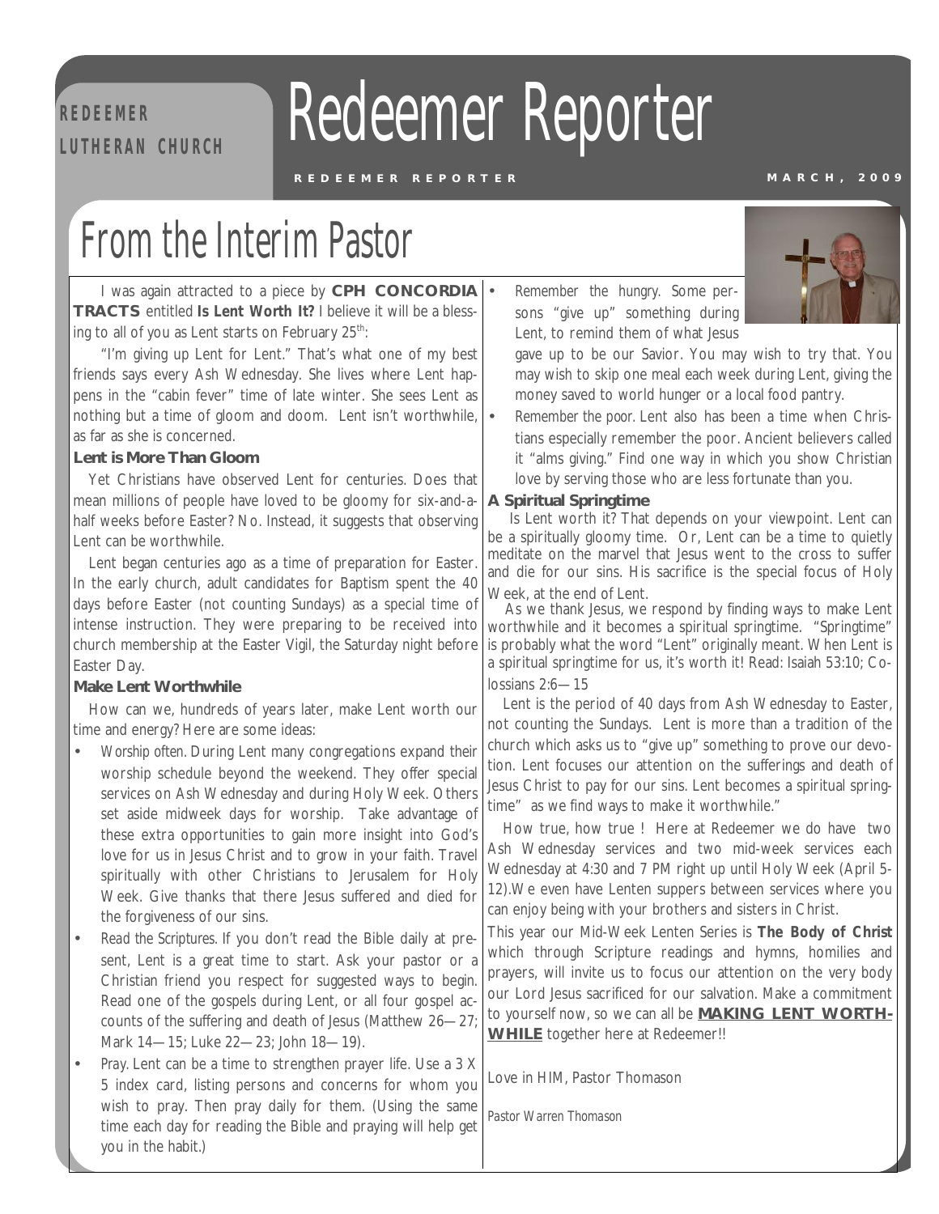REDEEMER LUTHERAN CHURCH

# Redeemer Reporter

REDEEMER REPORTER — MARCH, 2009

## From the Interim Pastor

I was again attracted to a piece by **CPH CONCORDIA TRACTS** entitled **Is Lent Worth It?** I believe it will be a blessing to all of you as Lent starts on February 25th:

"I'm giving up Lent for Lent." That's what one of my best friends says every Ash Wednesday. She lives where Lent happens in the "cabin fever" time of late winter. She sees Lent as nothing but a time of gloom and doom. Lent isn't worthwhile, as far as she is concerned.

**Lent is More Than Gloom**

Yet Christians have observed Lent for centuries. Does that mean millions of people have loved to be gloomy for six-and-a-half weeks before Easter? No. Instead, it suggests that observing Lent can be worthwhile.

Lent began centuries ago as a time of preparation for Easter. In the early church, adult candidates for Baptism spent the 40 days before Easter (not counting Sundays) as a special time of intense instruction. They were preparing to be received into church membership at the Easter Vigil, the Saturday night before Easter Day.

**Make Lent Worthwhile**

How can we, hundreds of years later, make Lent worth our time and energy? Here are some ideas:

- Worship often. During Lent many congregations expand their worship schedule beyond the weekend. They offer special services on Ash Wednesday and during Holy Week. Others set aside midweek days for worship. Take advantage of these extra opportunities to gain more insight into God's love for us in Jesus Christ and to grow in your faith. Travel spiritually with other Christians to Jerusalem for Holy Week. Give thanks that there Jesus suffered and died for the forgiveness of our sins.
- Read the Scriptures. If you don't read the Bible daily at present, Lent is a great time to start. Ask your pastor or a Christian friend you respect for suggested ways to begin. Read one of the gospels during Lent, or all four gospel accounts of the suffering and death of Jesus (Matthew 26—27; Mark 14—15; Luke 22—23; John 18—19).
- Pray. Lent can be a time to strengthen prayer life. Use a 3 X 5 index card, listing persons and concerns for whom you wish to pray. Then pray daily for them. (Using the same time each day for reading the Bible and praying will help get you in the habit.)
- Remember the hungry. Some persons "give up" something during Lent, to remind them of what Jesus gave up to be our Savior. You may wish to try that. You may wish to skip one meal each week during Lent, giving the money saved to world hunger or a local food pantry.
- Remember the poor. Lent also has been a time when Christians especially remember the poor. Ancient believers called it "alms giving." Find one way in which you show Christian love by serving those who are less fortunate than you.

**A Spiritual Springtime**

Is Lent worth it? That depends on your viewpoint. Lent can be a spiritually gloomy time. Or, Lent can be a time to quietly meditate on the marvel that Jesus went to the cross to suffer and die for our sins. His sacrifice is the special focus of Holy Week, at the end of Lent.

As we thank Jesus, we respond by finding ways to make Lent worthwhile and it becomes a spiritual springtime. "Springtime" is probably what the word "Lent" originally meant. When Lent is a spiritual springtime for us, it's worth it! Read: Isaiah 53:10; Colossians 2:6—15

Lent is the period of 40 days from Ash Wednesday to Easter, not counting the Sundays. Lent is more than a tradition of the church which asks us to "give up" something to prove our devotion. Lent focuses our attention on the sufferings and death of Jesus Christ to pay for our sins. Lent becomes a spiritual springtime" as we find ways to make it worthwhile."

How true, how true ! Here at Redeemer we do have two Ash Wednesday services and two mid-week services each Wednesday at 4:30 and 7 PM right up until Holy Week (April 5-12).We even have Lenten suppers between services where you can enjoy being with your brothers and sisters in Christ.

This year our Mid-Week Lenten Series is ***The Body of Christ*** which through Scripture readings and hymns, homilies and prayers, will invite us to focus our attention on the very body our Lord Jesus sacrificed for our salvation. Make a commitment to yourself now, so we can all be **MAKING LENT WORTHWHILE** together here at Redeemer!!

Love in HIM, Pastor Thomason

*Pastor Warren Thomason*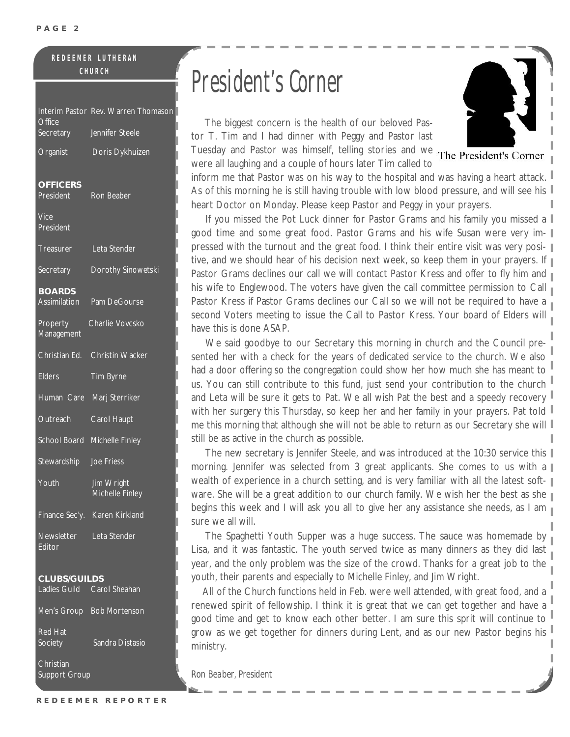**REDEEMER LUTHERAN CHURCH**

| | |
|---|---|
| Interim Pastor | Rev. Warren Thomason |
| Office Secretary | Jennifer Steele |
| Organist | Doris Dykhuizen |

**OFFICERS**

| | |
|---|---|
| President | Ron Beaber |
| Vice President | |
| Treasurer | Leta Stender |
| Secretary | Dorothy Sinowetski |

**BOARDS**

| | |
|---|---|
| Assimilation | Pam DeGourse |
| Property Management | Charlie Vovcsko |
| Christian Ed. | Christin Wacker |
| Elders | Tim Byrne |
| Human Care | Marj Sterriker |
| Outreach | Carol Haupt |
| School Board | Michelle Finley |
| Stewardship | Joe Friess |
| Youth | Jim Wright<br>Michelle Finley |
| Finance Sec'y. | Karen Kirkland |
| Newsletter Editor | Leta Stender |

**CLUBS/GUILDS**

| | |
|---|---|
| Ladies Guild | Carol Sheahan |
| Men's Group | Bob Mortenson |
| Red Hat Society | Sandra Distasio |
| Christian Support Group | |

# President's Corner

The President's Corner

The biggest concern is the health of our beloved Pastor T. Tim and I had dinner with Peggy and Pastor last Tuesday and Pastor was himself, telling stories and we were all laughing and a couple of hours later Tim called to inform me that Pastor was on his way to the hospital and was having a heart attack. As of this morning he is still having trouble with low blood pressure, and will see his heart Doctor on Monday. Please keep Pastor and Peggy in your prayers.

If you missed the Pot Luck dinner for Pastor Grams and his family you missed a good time and some great food. Pastor Grams and his wife Susan were very impressed with the turnout and the great food. I think their entire visit was very positive, and we should hear of his decision next week, so keep them in your prayers. If Pastor Grams declines our call we will contact Pastor Kress and offer to fly him and his wife to Englewood. The voters have given the call committee permission to Call Pastor Kress if Pastor Grams declines our Call so we will not be required to have a second Voters meeting to issue the Call to Pastor Kress. Your board of Elders will have this is done ASAP.

We said goodbye to our Secretary this morning in church and the Council presented her with a check for the years of dedicated service to the church. We also had a door offering so the congregation could show her how much she has meant to us. You can still contribute to this fund, just send your contribution to the church and Leta will be sure it gets to Pat. We all wish Pat the best and a speedy recovery with her surgery this Thursday, so keep her and her family in your prayers. Pat told me this morning that although she will not be able to return as our Secretary she will still be as active in the church as possible.

The new secretary is Jennifer Steele, and was introduced at the 10:30 service this morning. Jennifer was selected from 3 great applicants. She comes to us with a wealth of experience in a church setting, and is very familiar with all the latest software. She will be a great addition to our church family. We wish her the best as she begins this week and I will ask you all to give her any assistance she needs, as I am sure we all will.

The Spaghetti Youth Supper was a huge success. The sauce was homemade by Lisa, and it was fantastic. The youth served twice as many dinners as they did last year, and the only problem was the size of the crowd. Thanks for a great job to the youth, their parents and especially to Michelle Finley, and Jim Wright.

All of the Church functions held in Feb. were well attended, with great food, and a renewed spirit of fellowship. I think it is great that we can get together and have a good time and get to know each other better. I am sure this sprit will continue to grow as we get together for dinners during Lent, and as our new Pastor begins his ministry.

*Ron Beaber, President*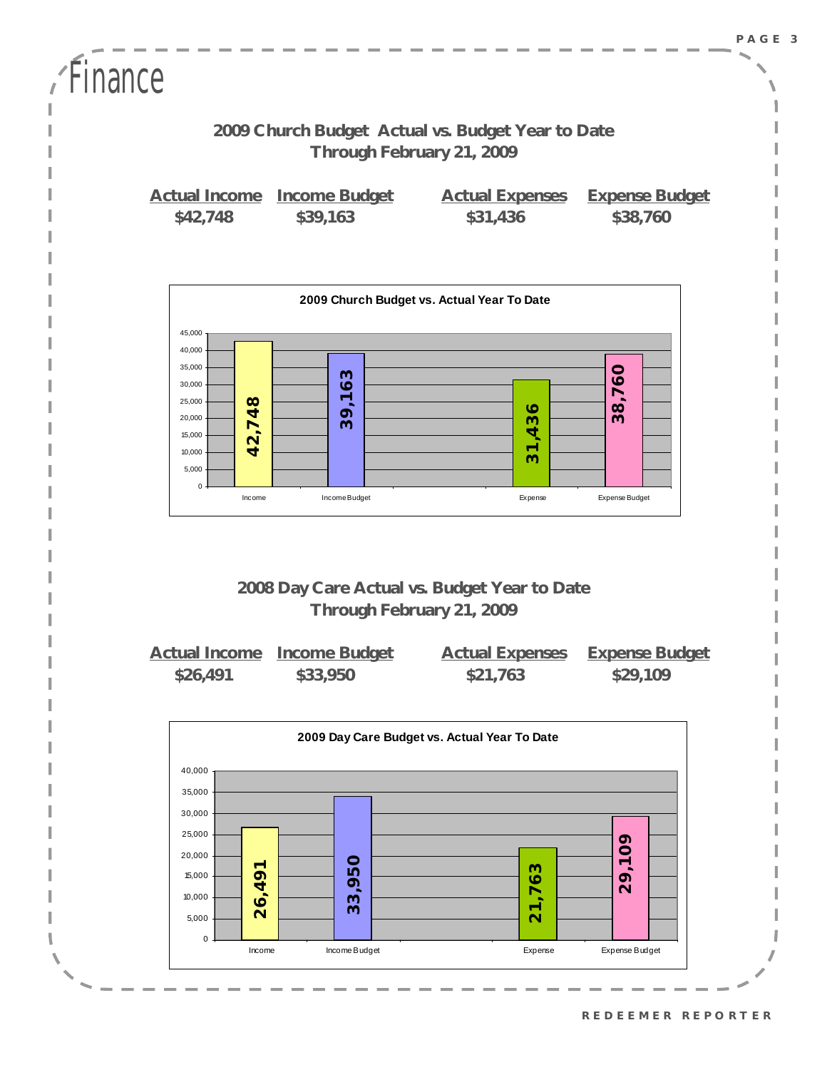# Finance

### 2009 Church Budget Actual vs. Budget Year to Date
### Through February 21, 2009

| Actual Income | Income Budget | Actual Expenses | Expense Budget |
| --- | --- | --- | --- |
| $42,748 | $39,163 | $31,436 | $38,760 |

**2009 Church Budget vs. Actual Year To Date**

| Income | Income Budget | Expense | Expense Budget |
| --- | --- | --- | --- |
| 42,748 | 39,163 | 31,436 | 38,760 |

### 2008 Day Care Actual vs. Budget Year to Date
### Through February 21, 2009

| Actual Income | Income Budget | Actual Expenses | Expense Budget |
| --- | --- | --- | --- |
| $26,491 | $33,950 | $21,763 | $29,109 |

**2009 Day Care Budget vs. Actual Year To Date**

| Income | Income Budget | Expense | Expense Budget |
| --- | --- | --- | --- |
| 26,491 | 33,950 | 21,763 | 29,109 |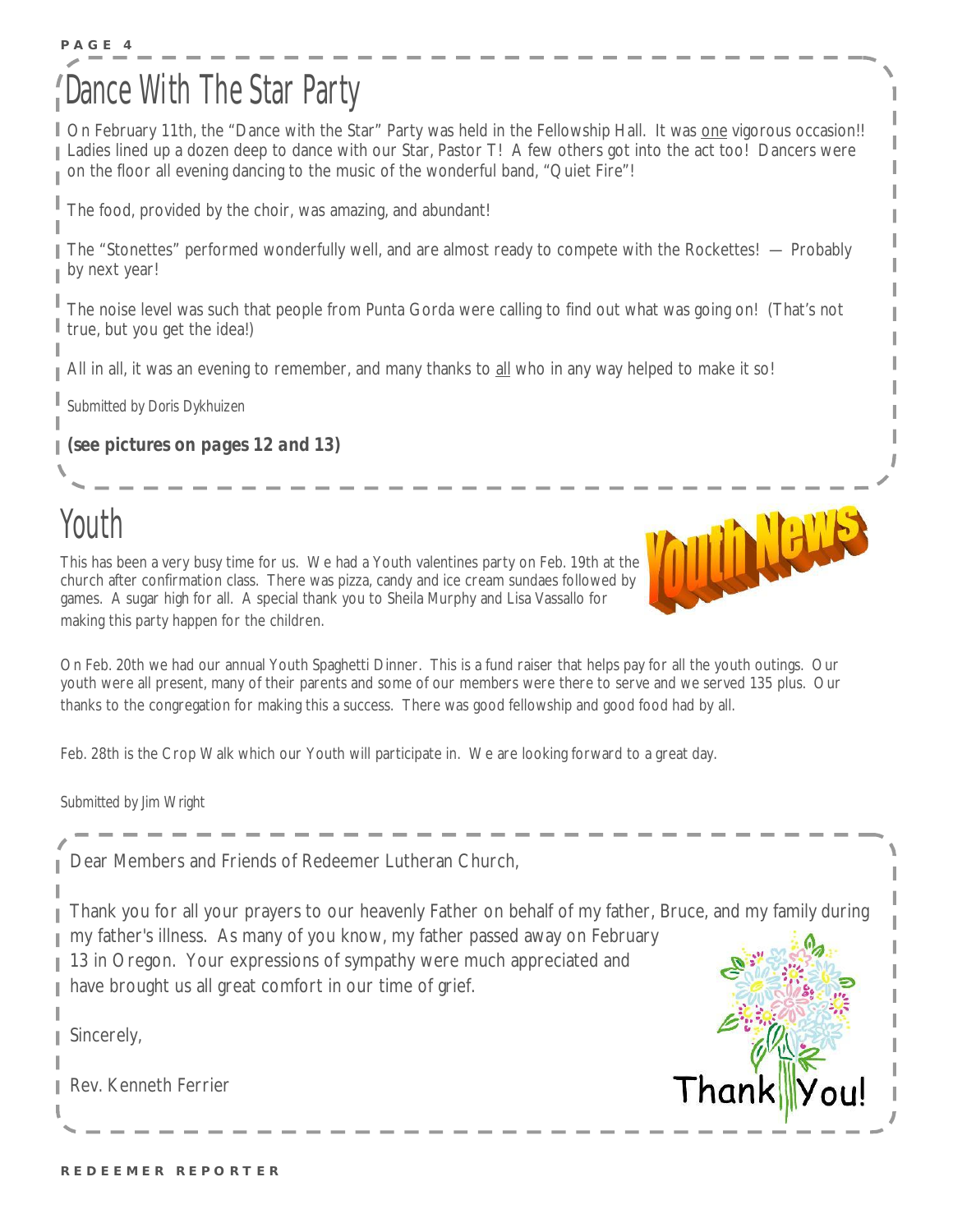# Dance With The Star Party

On February 11th, the "Dance with the Star" Party was held in the Fellowship Hall. It was one vigorous occasion!! Ladies lined up a dozen deep to dance with our Star, Pastor T! A few others got into the act too! Dancers were on the floor all evening dancing to the music of the wonderful band, "Quiet Fire"!

The food, provided by the choir, was amazing, and abundant!

The "Stonettes" performed wonderfully well, and are almost ready to compete with the Rockettes! — Probably by next year!

The noise level was such that people from Punta Gorda were calling to find out what was going on! (That's not true, but you get the idea!)

All in all, it was an evening to remember, and many thanks to all who in any way helped to make it so!

*Submitted by Doris Dykhuizen*

***(see pictures on pages 12 and 13)***

# Youth

This has been a very busy time for us. We had a Youth valentines party on Feb. 19th at the church after confirmation class. There was pizza, candy and ice cream sundaes followed by games. A sugar high for all. A special thank you to Sheila Murphy and Lisa Vassallo for making this party happen for the children.

On Feb. 20th we had our annual Youth Spaghetti Dinner. This is a fund raiser that helps pay for all the youth outings. Our youth were all present, many of their parents and some of our members were there to serve and we served 135 plus. Our thanks to the congregation for making this a success. There was good fellowship and good food had by all.

Feb. 28th is the Crop Walk which our Youth will participate in. We are looking forward to a great day.

*Submitted by Jim Wright*

Dear Members and Friends of Redeemer Lutheran Church,

Thank you for all your prayers to our heavenly Father on behalf of my father, Bruce, and my family during my father's illness. As many of you know, my father passed away on February 13 in Oregon. Your expressions of sympathy were much appreciated and have brought us all great comfort in our time of grief.

Sincerely,

Rev. Kenneth Ferrier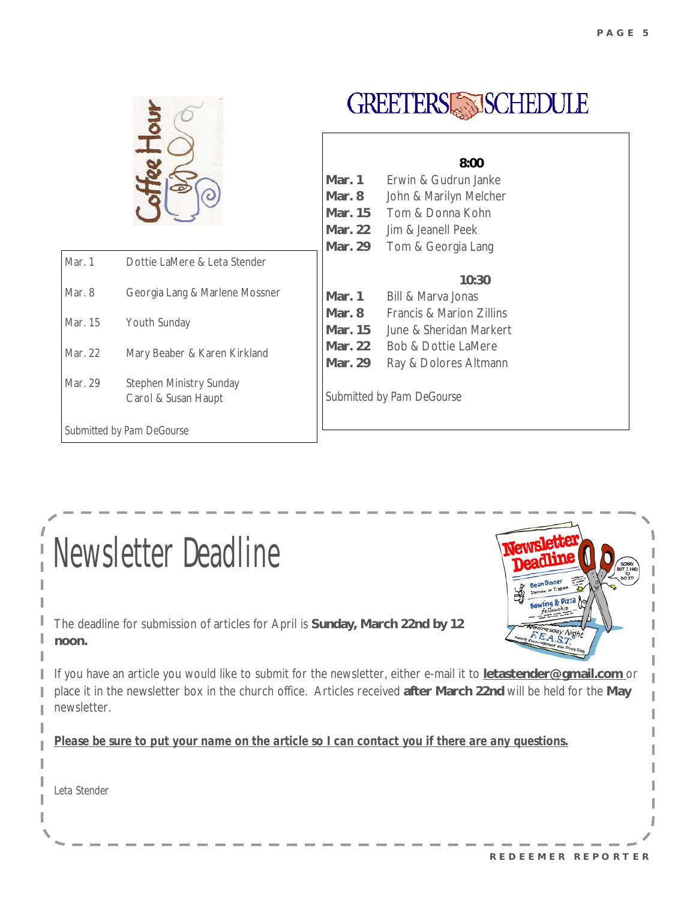## Coffee Hour

| | |
|---|---|
| Mar. 1 | Dottie LaMere & Leta Stender |
| Mar. 8 | Georgia Lang & Marlene Mossner |
| Mar. 15 | Youth Sunday |
| Mar. 22 | Mary Beaber & Karen Kirkland |
| Mar. 29 | Stephen Ministry Sunday<br>Carol & Susan Haupt |

Submitted by Pam DeGourse

## GREETERS SCHEDULE

**8:00**

| | |
|---|---|
| **Mar. 1** | Erwin & Gudrun Janke |
| **Mar. 8** | John & Marilyn Melcher |
| **Mar. 15** | Tom & Donna Kohn |
| **Mar. 22** | Jim & Jeanell Peek |
| **Mar. 29** | Tom & Georgia Lang |

**10:30**

| | |
|---|---|
| **Mar. 1** | Bill & Marva Jonas |
| **Mar. 8** | Francis & Marion Zillins |
| **Mar. 15** | June & Sheridan Markert |
| **Mar. 22** | Bob & Dottie LaMere |
| **Mar. 29** | Ray & Dolores Altmann |

Submitted by Pam DeGourse

# Newsletter Deadline

The deadline for submission of articles for April is **Sunday, March 22nd by 12 noon.**

If you have an article you would like to submit for the newsletter, either e-mail it to **letastender@gmail.com** or place it in the newsletter box in the church office. Articles received **after March 22nd** will be held for the **May** newsletter.

***Please be sure to put your name on the article so I can contact you if there are any questions.***

*Leta Stender*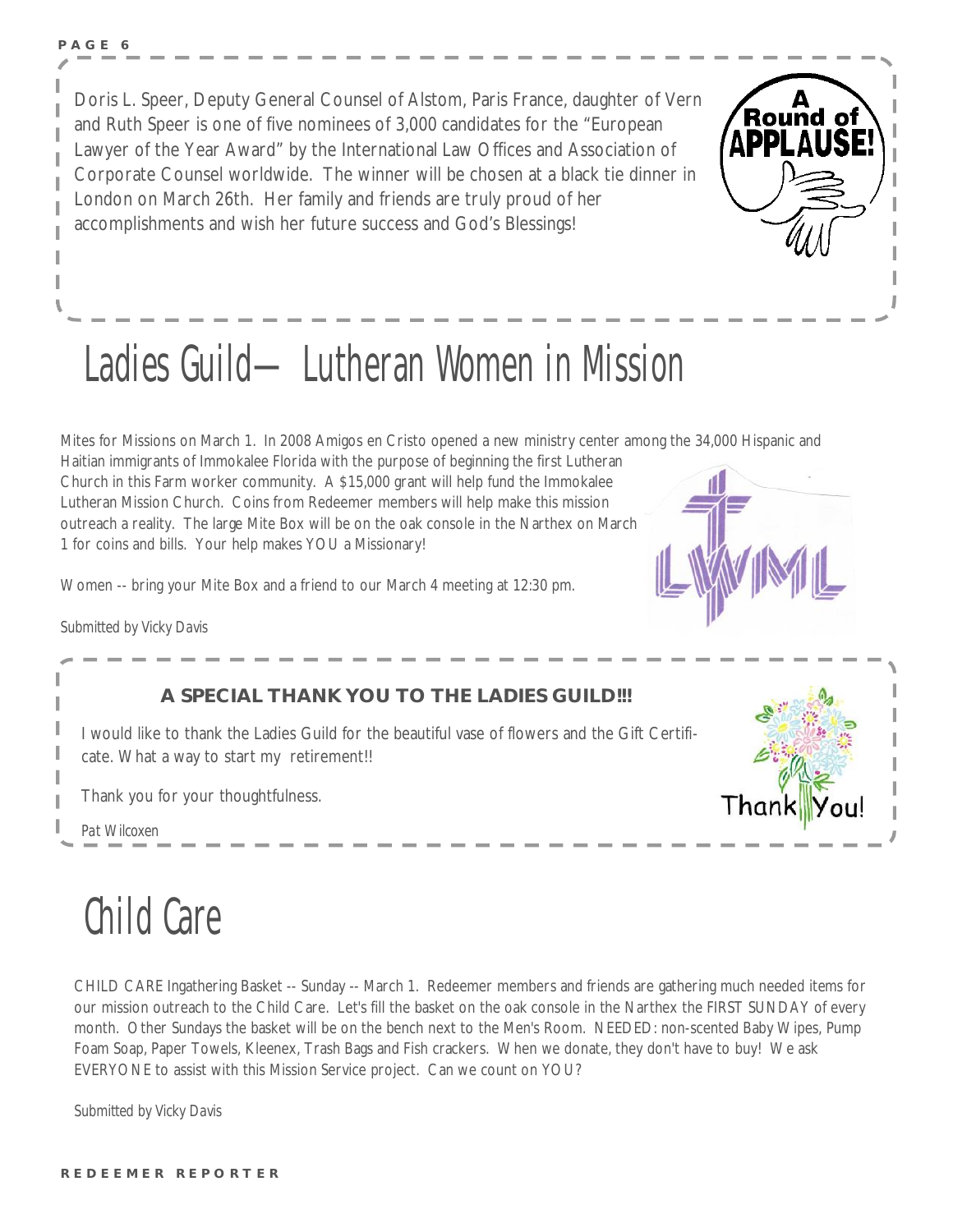Doris L. Speer, Deputy General Counsel of Alstom, Paris France, daughter of Vern and Ruth Speer is one of five nominees of 3,000 candidates for the "European Lawyer of the Year Award" by the International Law Offices and Association of Corporate Counsel worldwide. The winner will be chosen at a black tie dinner in London on March 26th. Her family and friends are truly proud of her accomplishments and wish her future success and God's Blessings!

# Ladies Guild— Lutheran Women in Mission

Mites for Missions on March 1. In 2008 Amigos en Cristo opened a new ministry center among the 34,000 Hispanic and Haitian immigrants of Immokalee Florida with the purpose of beginning the first Lutheran Church in this Farm worker community. A $15,000 grant will help fund the Immokalee Lutheran Mission Church. Coins from Redeemer members will help make this mission outreach a reality. The large Mite Box will be on the oak console in the Narthex on March 1 for coins and bills. Your help makes YOU a Missionary!

Women -- bring your Mite Box and a friend to our March 4 meeting at 12:30 pm.

*Submitted by Vicky Davis*

**A SPECIAL THANK YOU TO THE LADIES GUILD!!!**

I would like to thank the Ladies Guild for the beautiful vase of flowers and the Gift Certificate. What a way to start my retirement!!

Thank you for your thoughtfulness.

*Pat Wilcoxen*

# Child Care

CHILD CARE Ingathering Basket -- Sunday -- March 1. Redeemer members and friends are gathering much needed items for our mission outreach to the Child Care. Let's fill the basket on the oak console in the Narthex the FIRST SUNDAY of every month. Other Sundays the basket will be on the bench next to the Men's Room. NEEDED: non-scented Baby Wipes, Pump Foam Soap, Paper Towels, Kleenex, Trash Bags and Fish crackers. When we donate, they don't have to buy! We ask EVERYONE to assist with this Mission Service project. Can we count on YOU?

*Submitted by Vicky Davis*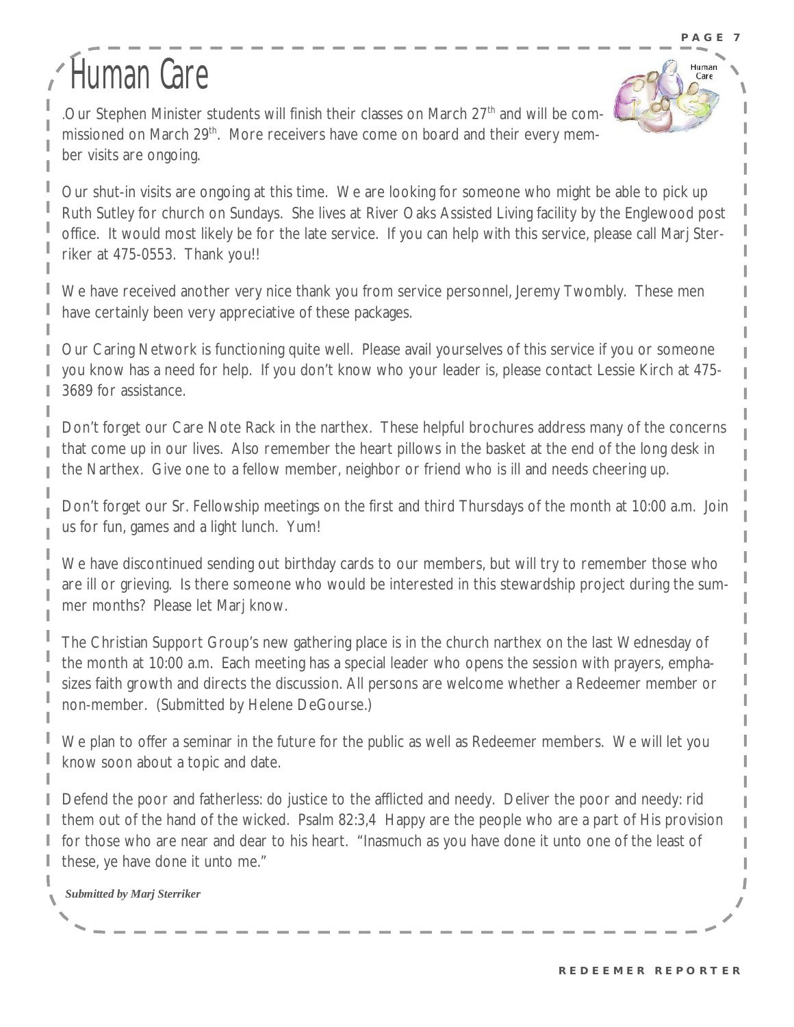# Human Care

.Our Stephen Minister students will finish their classes on March 27th and will be commissioned on March 29th. More receivers have come on board and their every member visits are ongoing.

Our shut-in visits are ongoing at this time. We are looking for someone who might be able to pick up Ruth Sutley for church on Sundays. She lives at River Oaks Assisted Living facility by the Englewood post office. It would most likely be for the late service. If you can help with this service, please call Marj Sterriker at 475-0553. Thank you!!

We have received another very nice thank you from service personnel, Jeremy Twombly. These men have certainly been very appreciative of these packages.

Our Caring Network is functioning quite well. Please avail yourselves of this service if you or someone you know has a need for help. If you don't know who your leader is, please contact Lessie Kirch at 475-3689 for assistance.

Don't forget our Care Note Rack in the narthex. These helpful brochures address many of the concerns that come up in our lives. Also remember the heart pillows in the basket at the end of the long desk in the Narthex. Give one to a fellow member, neighbor or friend who is ill and needs cheering up.

Don't forget our Sr. Fellowship meetings on the first and third Thursdays of the month at 10:00 a.m. Join us for fun, games and a light lunch. Yum!

We have discontinued sending out birthday cards to our members, but will try to remember those who are ill or grieving. Is there someone who would be interested in this stewardship project during the summer months? Please let Marj know.

The Christian Support Group's new gathering place is in the church narthex on the last Wednesday of the month at 10:00 a.m. Each meeting has a special leader who opens the session with prayers, emphasizes faith growth and directs the discussion. All persons are welcome whether a Redeemer member or non-member. (Submitted by Helene DeGourse.)

We plan to offer a seminar in the future for the public as well as Redeemer members. We will let you know soon about a topic and date.

Defend the poor and fatherless: do justice to the afflicted and needy. Deliver the poor and needy: rid them out of the hand of the wicked. Psalm 82:3,4 Happy are the people who are a part of His provision for those who are near and dear to his heart. "Inasmuch as you have done it unto one of the least of these, ye have done it unto me."

***Submitted by Marj Sterriker***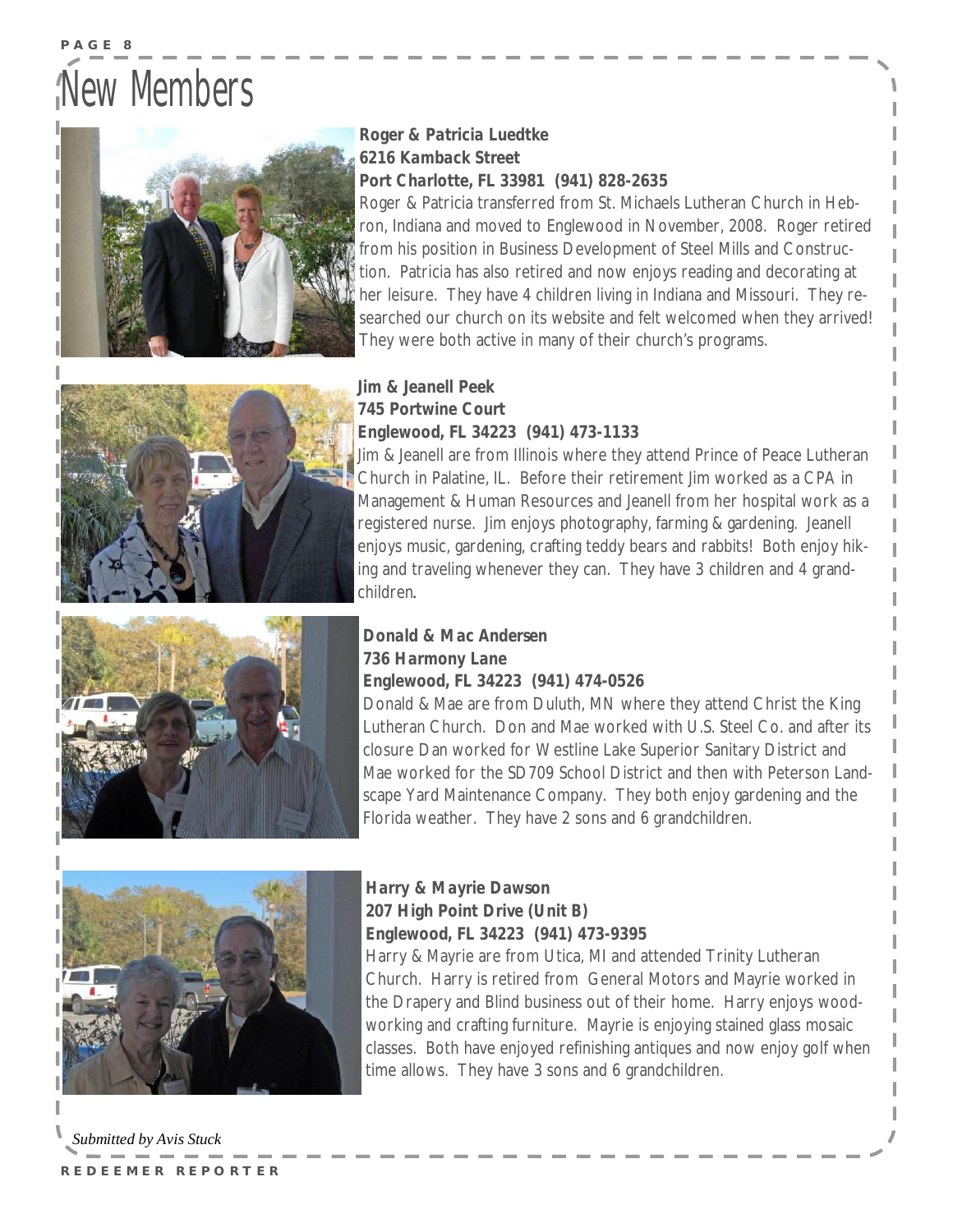# New Members

**Roger & Patricia Luedtke**
**6216 Kamback Street**
**Port Charlotte, FL 33981 (941) 828-2635**

Roger & Patricia transferred from St. Michaels Lutheran Church in Hebron, Indiana and moved to Englewood in November, 2008. Roger retired from his position in Business Development of Steel Mills and Construction. Patricia has also retired and now enjoys reading and decorating at her leisure. They have 4 children living in Indiana and Missouri. They researched our church on its website and felt welcomed when they arrived! They were both active in many of their church's programs.

**Jim & Jeanell Peek**
**745 Portwine Court**
**Englewood, FL 34223 (941) 473-1133**

Jim & Jeanell are from Illinois where they attend Prince of Peace Lutheran Church in Palatine, IL. Before their retirement Jim worked as a CPA in Management & Human Resources and Jeanell from her hospital work as a registered nurse. Jim enjoys photography, farming & gardening. Jeanell enjoys music, gardening, crafting teddy bears and rabbits! Both enjoy hiking and traveling whenever they can. They have 3 children and 4 grandchildren.

**Donald & Mac Andersen**
**736 Harmony Lane**
**Englewood, FL 34223 (941) 474-0526**

Donald & Mae are from Duluth, MN where they attend Christ the King Lutheran Church. Don and Mae worked with U.S. Steel Co. and after its closure Dan worked for Westline Lake Superior Sanitary District and Mae worked for the SD709 School District and then with Peterson Landscape Yard Maintenance Company. They both enjoy gardening and the Florida weather. They have 2 sons and 6 grandchildren.

**Harry & Mayrie Dawson**
**207 High Point Drive (Unit B)**
**Englewood, FL 34223 (941) 473-9395**

Harry & Mayrie are from Utica, MI and attended Trinity Lutheran Church. Harry is retired from General Motors and Mayrie worked in the Drapery and Blind business out of their home. Harry enjoys woodworking and crafting furniture. Mayrie is enjoying stained glass mosaic classes. Both have enjoyed refinishing antiques and now enjoy golf when time allows. They have 3 sons and 6 grandchildren.

*Submitted by Avis Stuck*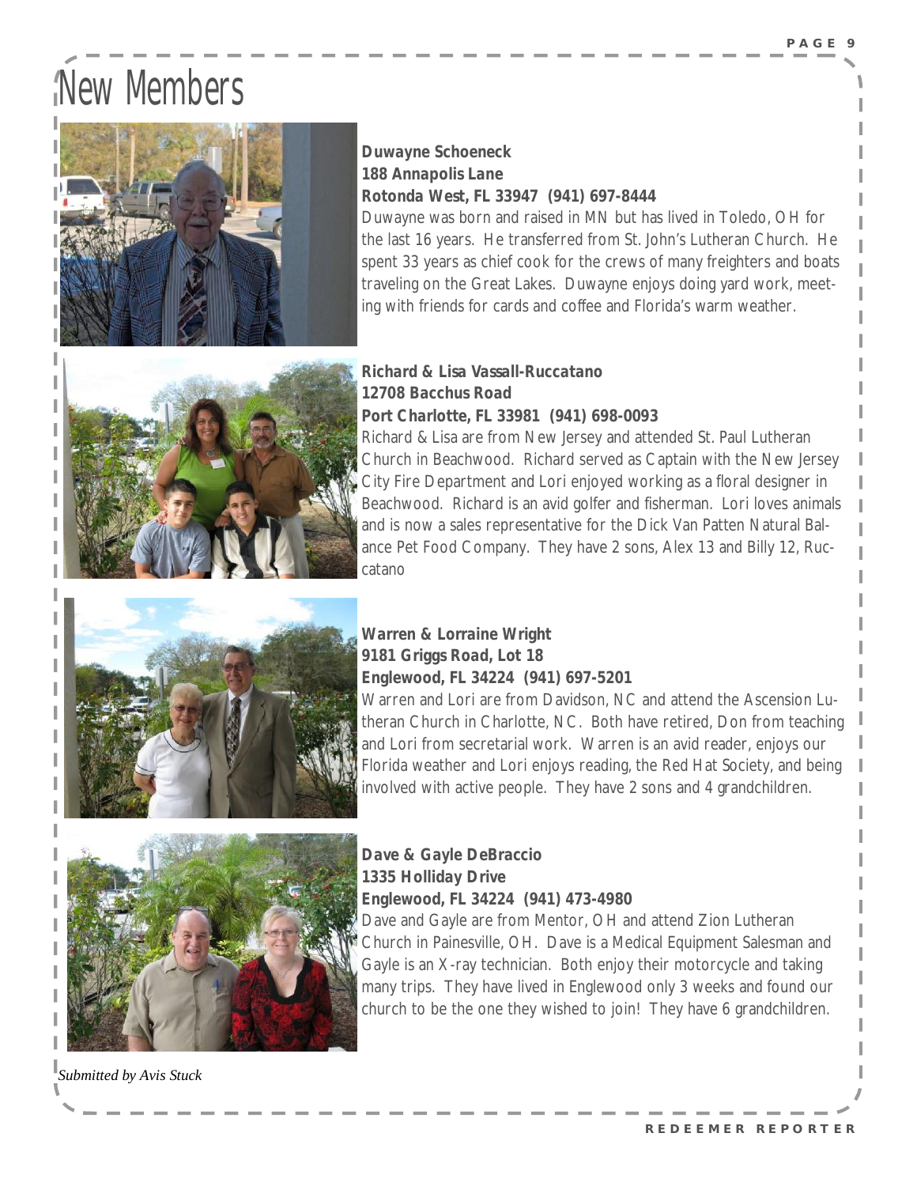# New Members

**Duwayne Schoeneck**
**188 Annapolis Lane**
**Rotonda West, FL 33947 (941) 697-8444**

Duwayne was born and raised in MN but has lived in Toledo, OH for the last 16 years. He transferred from St. John's Lutheran Church. He spent 33 years as chief cook for the crews of many freighters and boats traveling on the Great Lakes. Duwayne enjoys doing yard work, meeting with friends for cards and coffee and Florida's warm weather.

**Richard & Lisa Vassall-Ruccatano**
**12708 Bacchus Road**
**Port Charlotte, FL 33981 (941) 698-0093**

Richard & Lisa are from New Jersey and attended St. Paul Lutheran Church in Beachwood. Richard served as Captain with the New Jersey City Fire Department and Lori enjoyed working as a floral designer in Beachwood. Richard is an avid golfer and fisherman. Lori loves animals and is now a sales representative for the Dick Van Patten Natural Balance Pet Food Company. They have 2 sons, Alex 13 and Billy 12, Ruccatano

**Warren & Lorraine Wright**
**9181 Griggs Road, Lot 18**
**Englewood, FL 34224 (941) 697-5201**

Warren and Lori are from Davidson, NC and attend the Ascension Lutheran Church in Charlotte, NC. Both have retired, Don from teaching and Lori from secretarial work. Warren is an avid reader, enjoys our Florida weather and Lori enjoys reading, the Red Hat Society, and being involved with active people. They have 2 sons and 4 grandchildren.

**Dave & Gayle DeBraccio**
**1335 Holliday Drive**
**Englewood, FL 34224 (941) 473-4980**

Dave and Gayle are from Mentor, OH and attend Zion Lutheran Church in Painesville, OH. Dave is a Medical Equipment Salesman and Gayle is an X-ray technician. Both enjoy their motorcycle and taking many trips. They have lived in Englewood only 3 weeks and found our church to be the one they wished to join! They have 6 grandchildren.

*Submitted by Avis Stuck*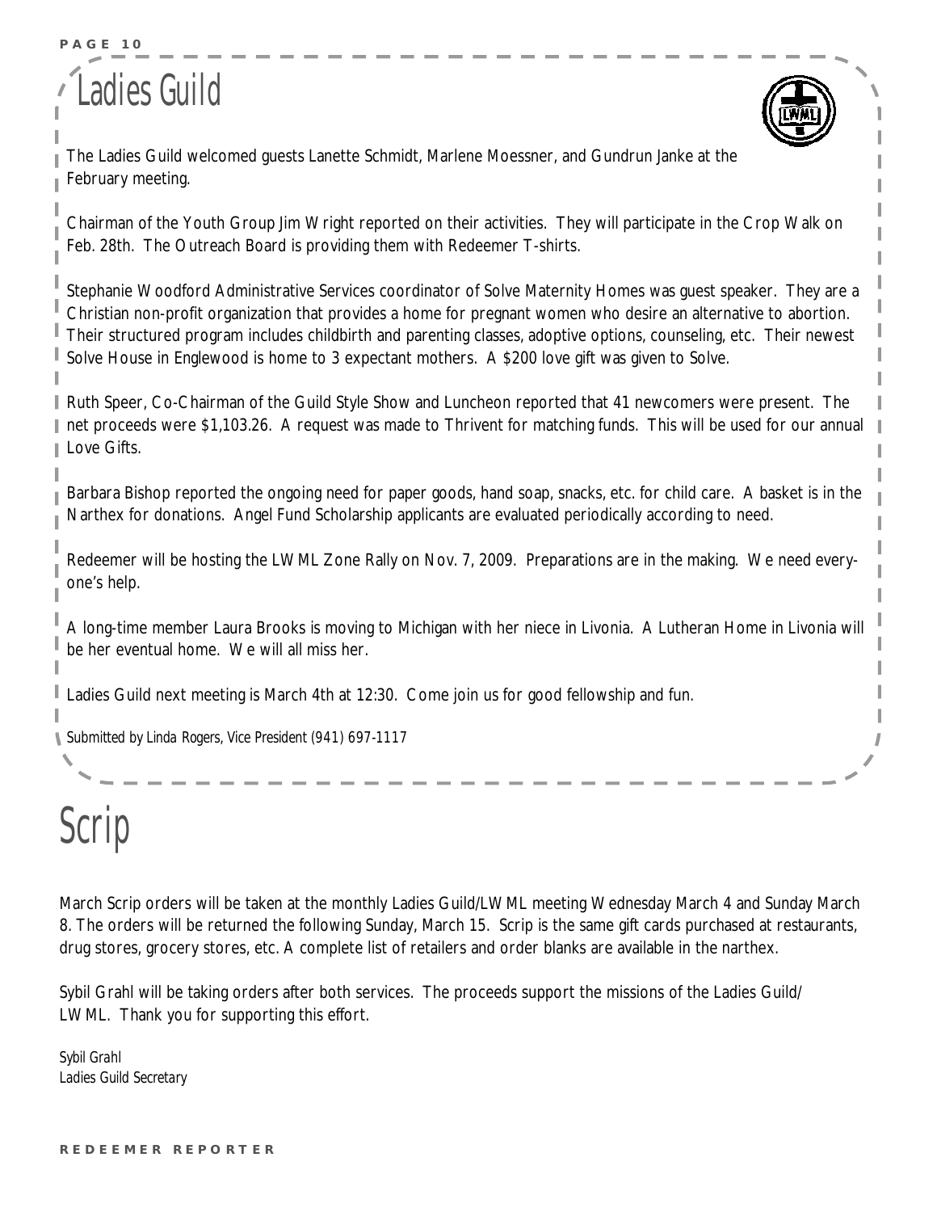# Ladies Guild

The Ladies Guild welcomed guests Lanette Schmidt, Marlene Moessner, and Gundrun Janke at the February meeting.

Chairman of the Youth Group Jim Wright reported on their activities. They will participate in the Crop Walk on Feb. 28th. The Outreach Board is providing them with Redeemer T-shirts.

Stephanie Woodford Administrative Services coordinator of Solve Maternity Homes was guest speaker. They are a Christian non-profit organization that provides a home for pregnant women who desire an alternative to abortion. Their structured program includes childbirth and parenting classes, adoptive options, counseling, etc. Their newest Solve House in Englewood is home to 3 expectant mothers. A $200 love gift was given to Solve.

Ruth Speer, Co-Chairman of the Guild Style Show and Luncheon reported that 41 newcomers were present. The net proceeds were $1,103.26. A request was made to Thrivent for matching funds. This will be used for our annual Love Gifts.

Barbara Bishop reported the ongoing need for paper goods, hand soap, snacks, etc. for child care. A basket is in the Narthex for donations. Angel Fund Scholarship applicants are evaluated periodically according to need.

Redeemer will be hosting the LWML Zone Rally on Nov. 7, 2009. Preparations are in the making. We need everyone's help.

A long-time member Laura Brooks is moving to Michigan with her niece in Livonia. A Lutheran Home in Livonia will be her eventual home. We will all miss her.

Ladies Guild next meeting is March 4th at 12:30. Come join us for good fellowship and fun.

*Submitted by Linda Rogers, Vice President (941) 697-1117*

# Scrip

March Scrip orders will be taken at the monthly Ladies Guild/LWML meeting Wednesday March 4 and Sunday March 8. The orders will be returned the following Sunday, March 15. Scrip is the same gift cards purchased at restaurants, drug stores, grocery stores, etc. A complete list of retailers and order blanks are available in the narthex.

Sybil Grahl will be taking orders after both services. The proceeds support the missions of the Ladies Guild/ LWML. Thank you for supporting this effort.

*Sybil Grahl*
*Ladies Guild Secretary*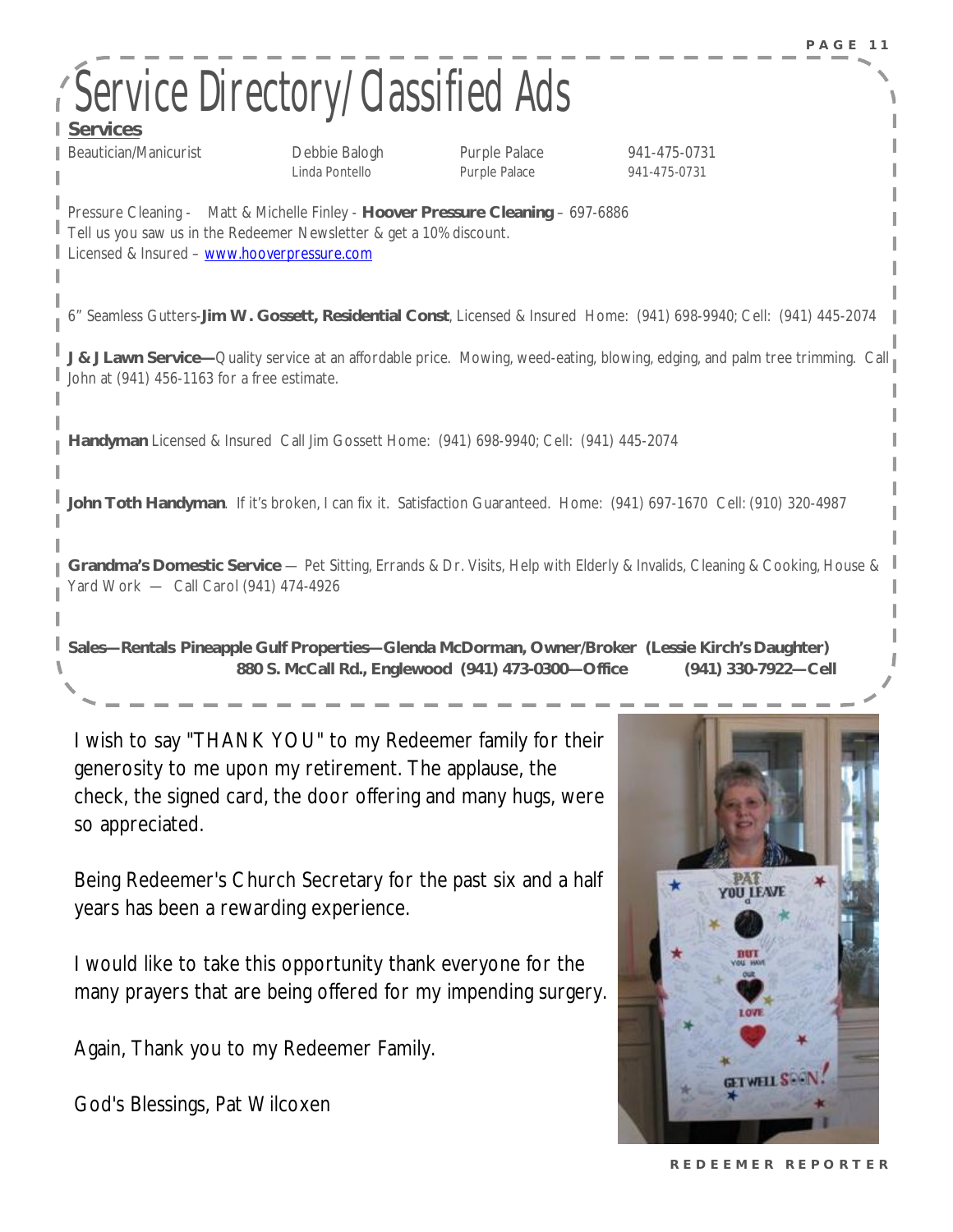# Service Directory/Classified Ads

**Services**

| Beautician/Manicurist | Debbie Balogh | Purple Palace | 941-475-0731 |
|---|---|---|---|
| | Linda Pontello | Purple Palace | 941-475-0731 |

Pressure Cleaning - Matt & Michelle Finley - **Hoover Pressure Cleaning** – 697-6886
Tell us you saw us in the Redeemer Newsletter & get a 10% discount.
Licensed & Insured – www.hooverpressure.com

6" Seamless Gutters-**Jim W. Gossett, Residential Const**, Licensed & Insured Home: (941) 698-9940; Cell: (941) 445-2074

**J & J Lawn Service—**Quality service at an affordable price. Mowing, weed-eating, blowing, edging, and palm tree trimming. Call John at (941) 456-1163 for a free estimate.

**Handyman** Licensed & Insured Call Jim Gossett Home: (941) 698-9940; Cell: (941) 445-2074

**John Toth Handyman**. If it's broken, I can fix it. Satisfaction Guaranteed. Home: (941) 697-1670 Cell: (910) 320-4987

**Grandma's Domestic Service** — Pet Sitting, Errands & Dr. Visits, Help with Elderly & Invalids, Cleaning & Cooking, House & Yard Work — Call Carol (941) 474-4926

**Sales—Rentals Pineapple Gulf Properties—Glenda McDorman, Owner/Broker (Lessie Kirch's Daughter)**
**880 S. McCall Rd., Englewood (941) 473-0300—Office (941) 330-7922—Cell**

I wish to say "THANK YOU" to my Redeemer family for their generosity to me upon my retirement. The applause, the check, the signed card, the door offering and many hugs, were so appreciated.

Being Redeemer's Church Secretary for the past six and a half years has been a rewarding experience.

I would like to take this opportunity thank everyone for the many prayers that are being offered for my impending surgery.

Again, Thank you to my Redeemer Family.

God's Blessings, Pat Wilcoxen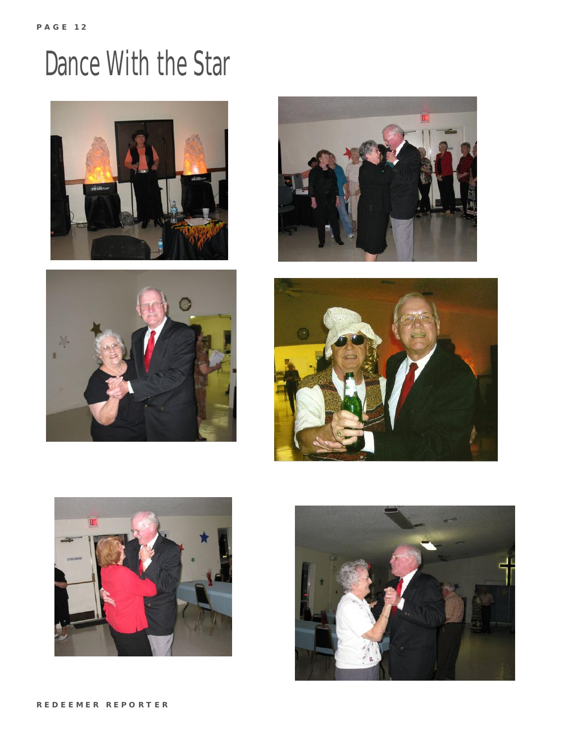# Dance With the Star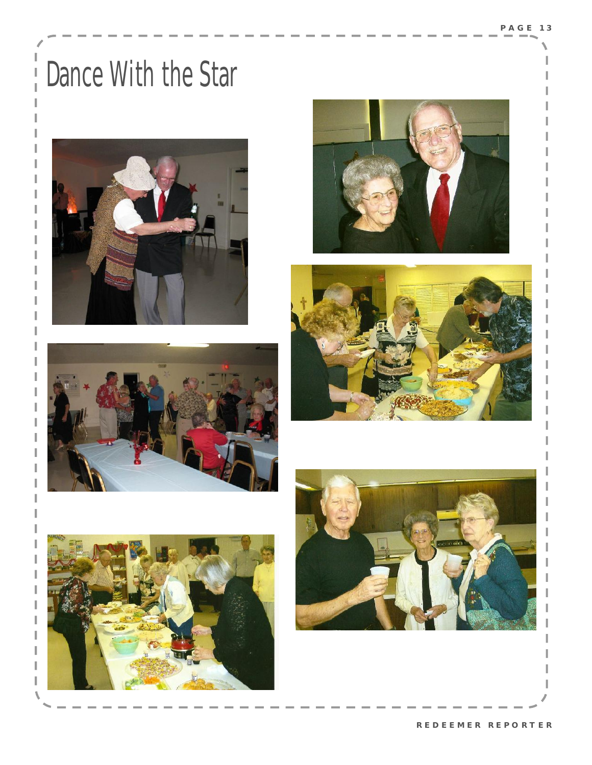# Dance With the Star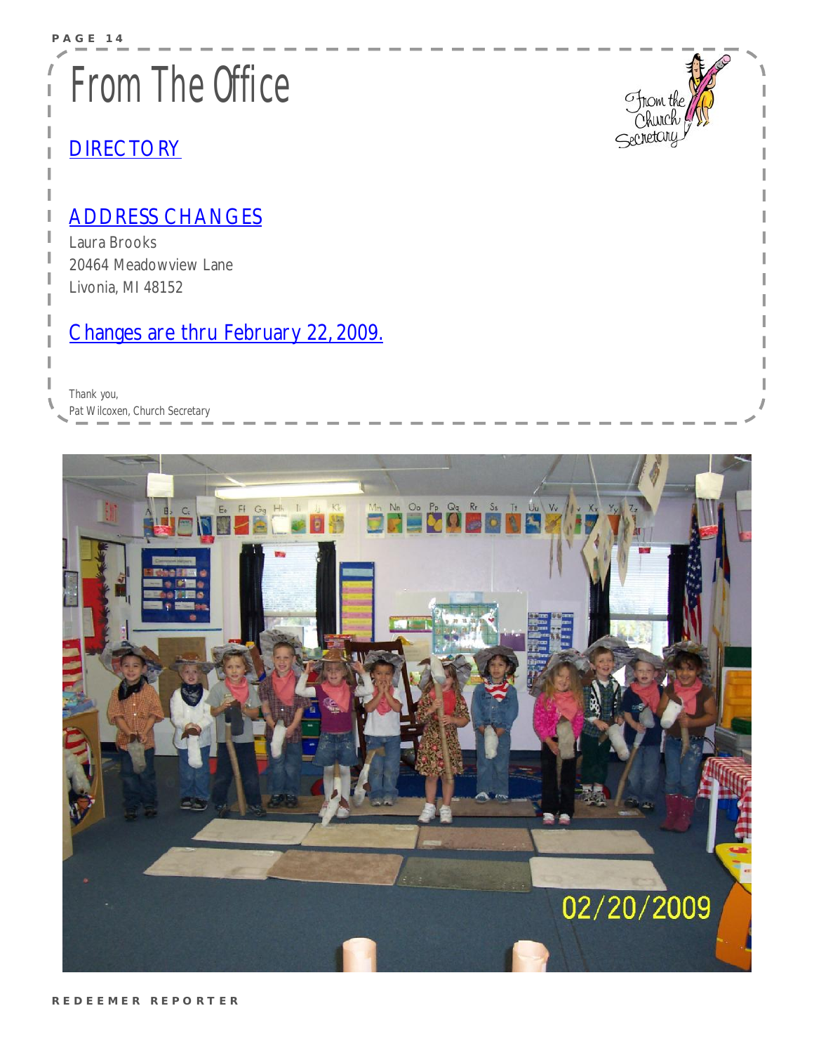# From The Office

## DIRECTORY

## ADDRESS CHANGES

Laura Brooks
20464 Meadowview Lane
Livonia, MI 48152

## Changes are thru February 22, 2009.

*Thank you,*
*Pat Wilcoxen, Church Secretary*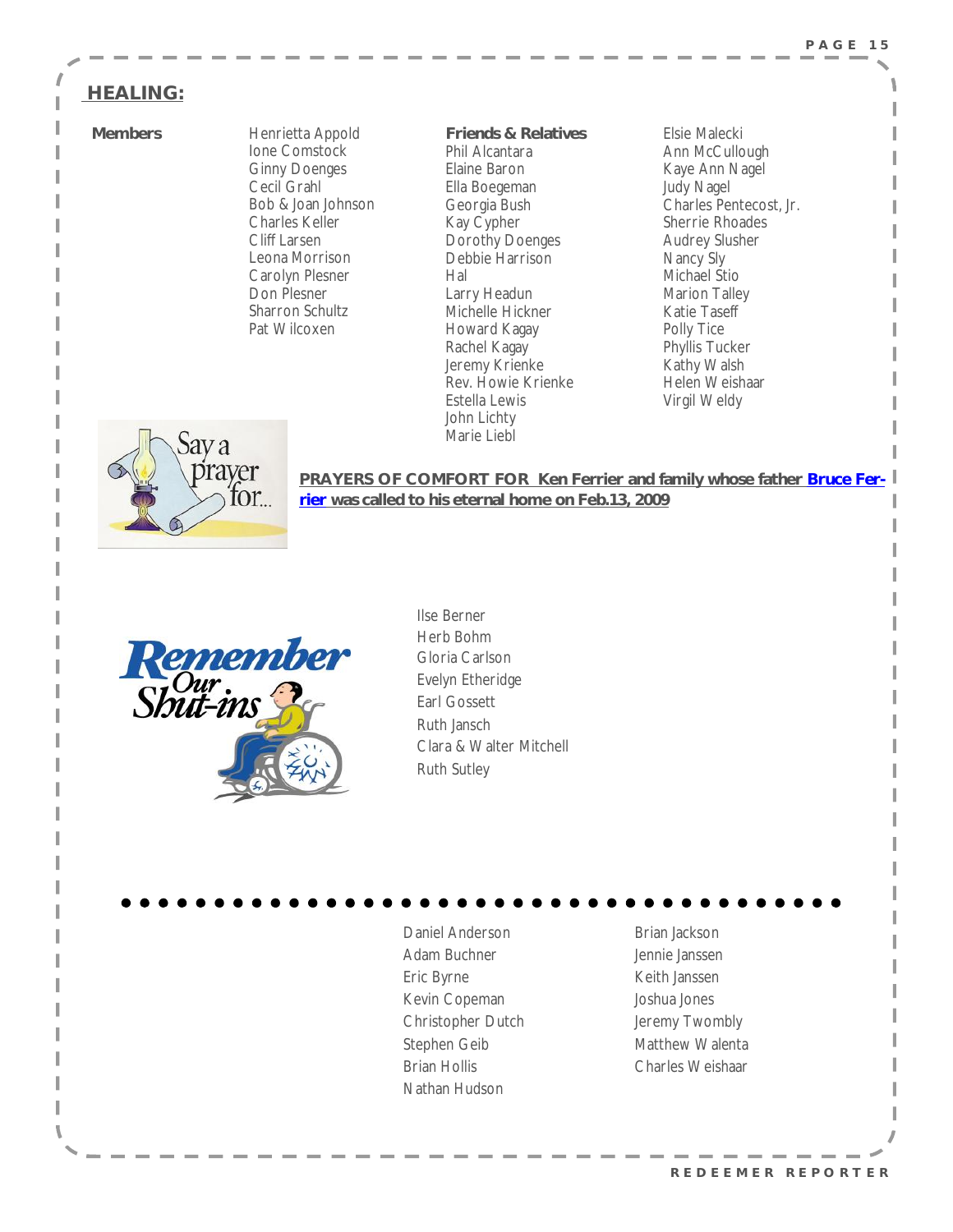## HEALING:

**Members**

Henrietta Appold
Ione Comstock
Ginny Doenges
Cecil Grahl
Bob & Joan Johnson
Charles Keller
Cliff Larsen
Leona Morrison
Carolyn Plesner
Don Plesner
Sharron Schultz
Pat Wilcoxen

**Friends & Relatives**

Phil Alcantara
Elaine Baron
Ella Boegeman
Georgia Bush
Kay Cypher
Dorothy Doenges
Debbie Harrison
Hal
Larry Headun
Michelle Hickner
Howard Kagay
Rachel Kagay
Jeremy Krienke
Rev. Howie Krienke
Estella Lewis
John Lichty
Marie Liebl
Elsie Malecki
Ann McCullough
Kaye Ann Nagel
Judy Nagel
Charles Pentecost, Jr.
Sherrie Rhoades
Audrey Slusher
Nancy Sly
Michael Stio
Marion Talley
Katie Taseff
Polly Tice
Phyllis Tucker
Kathy Walsh
Helen Weishaar
Virgil Weldy

Say a prayer for...

**PRAYERS OF COMFORT FOR Ken Ferrier and family whose father Bruce Ferrier was called to his eternal home on Feb.13, 2009**

Remember Our Shut-ins

Ilse Berner
Herb Bohm
Gloria Carlson
Evelyn Etheridge
Earl Gossett
Ruth Jansch
Clara & Walter Mitchell
Ruth Sutley

---

Daniel Anderson
Adam Buchner
Eric Byrne
Kevin Copeman
Christopher Dutch
Stephen Geib
Brian Hollis
Nathan Hudson
Brian Jackson
Jennie Janssen
Keith Janssen
Joshua Jones
Jeremy Twombly
Matthew Walenta
Charles Weishaar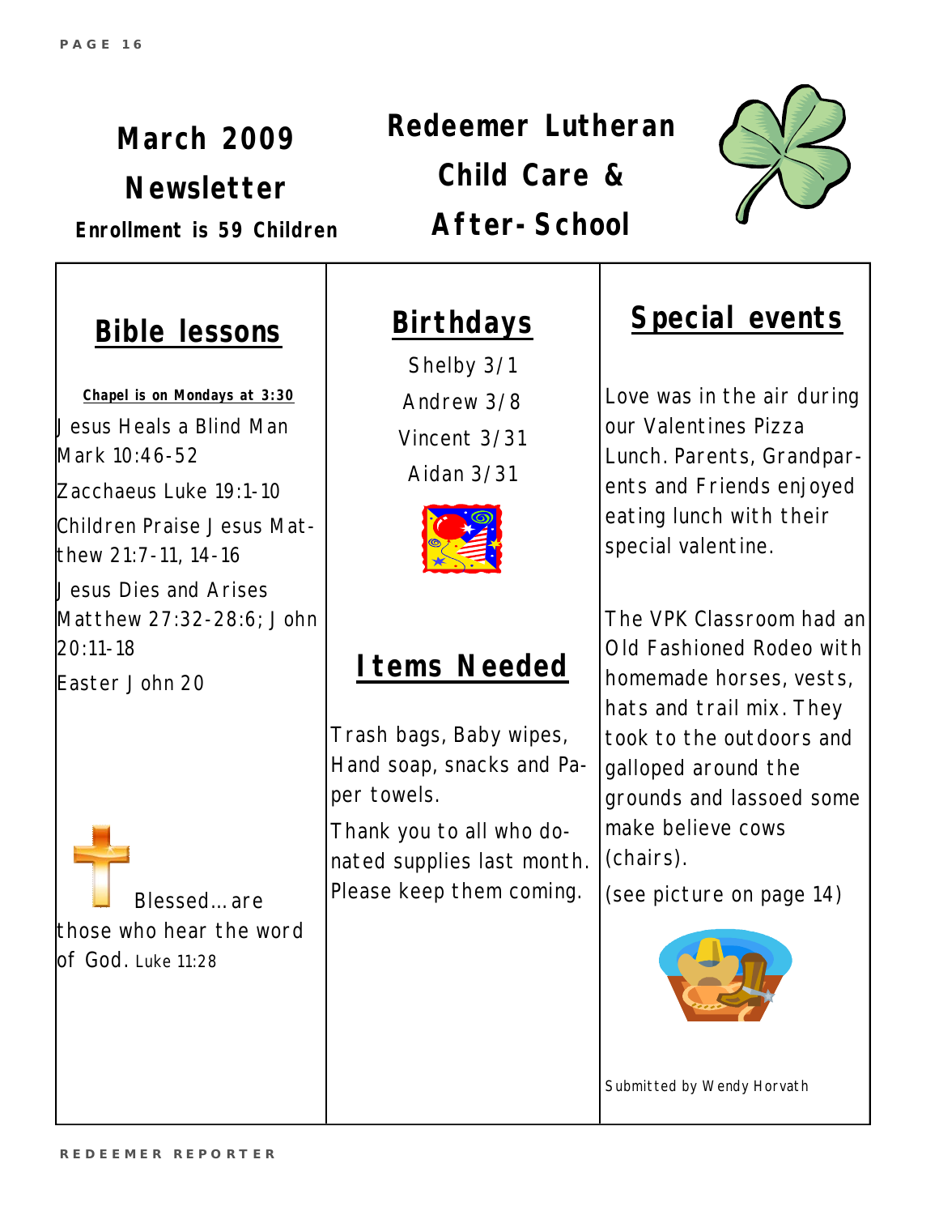# March 2009 Newsletter

**Enrollment is 59 Children**

# Redeemer Lutheran Child Care & After-School

## Bible lessons

**Chapel is on Mondays at 3:30**

Jesus Heals a Blind Man Mark 10:46-52

Zacchaeus Luke 19:1-10

Children Praise Jesus Matthew 21:7-11, 14-16

Jesus Dies and Arises Matthew 27:32-28:6; John 20:11-18

Easter John 20

Blessed…are those who hear the word of God. Luke 11:28

## Birthdays

Shelby 3/1

Andrew 3/8

Vincent 3/31

Aidan 3/31

## Items Needed

Trash bags, Baby wipes, Hand soap, snacks and Paper towels.

Thank you to all who donated supplies last month. Please keep them coming.

## Special events

Love was in the air during our Valentines Pizza Lunch. Parents, Grandparents and Friends enjoyed eating lunch with their special valentine.

The VPK Classroom had an Old Fashioned Rodeo with homemade horses, vests, hats and trail mix. They took to the outdoors and galloped around the grounds and lassoed some make believe cows (chairs).

(see picture on page 14)

Submitted by Wendy Horvath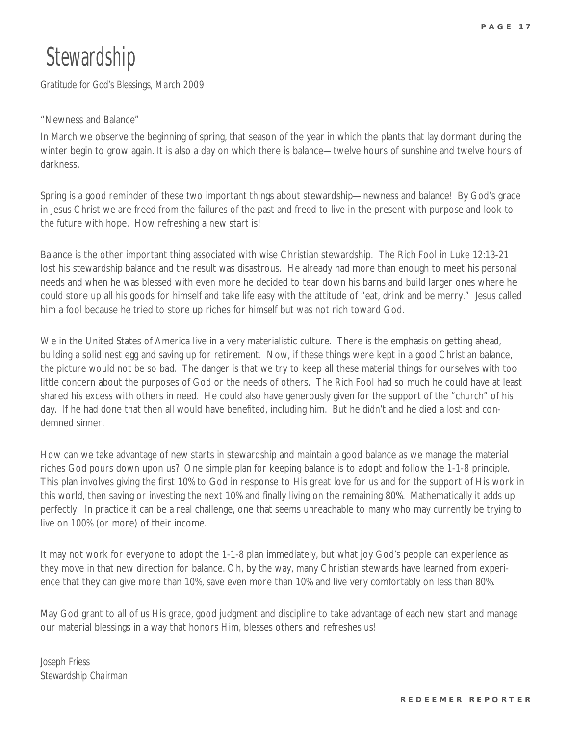# Stewardship

*Gratitude for God's Blessings, March 2009*

"Newness and Balance"

In March we observe the beginning of spring, that season of the year in which the plants that lay dormant during the winter begin to grow again. It is also a day on which there is balance—twelve hours of sunshine and twelve hours of darkness.

Spring is a good reminder of these two important things about stewardship—newness and balance! By God's grace in Jesus Christ we are freed from the failures of the past and freed to live in the present with purpose and look to the future with hope. How refreshing a new start is!

Balance is the other important thing associated with wise Christian stewardship. The Rich Fool in Luke 12:13-21 lost his stewardship balance and the result was disastrous. He already had more than enough to meet his personal needs and when he was blessed with even more he decided to tear down his barns and build larger ones where he could store up all his goods for himself and take life easy with the attitude of "eat, drink and be merry." Jesus called him a fool because he tried to store up riches for himself but was not rich toward God.

We in the United States of America live in a very materialistic culture. There is the emphasis on getting ahead, building a solid nest egg and saving up for retirement. Now, if these things were kept in a good Christian balance, the picture would not be so bad. The danger is that we try to keep all these material things for ourselves with too little concern about the purposes of God or the needs of others. The Rich Fool had so much he could have at least shared his excess with others in need. He could also have generously given for the support of the "church" of his day. If he had done that then all would have benefited, including him. But he didn't and he died a lost and condemned sinner.

How can we take advantage of new starts in stewardship and maintain a good balance as we manage the material riches God pours down upon us? One simple plan for keeping balance is to adopt and follow the 1-1-8 principle. This plan involves giving the first 10% to God in response to His great love for us and for the support of His work in this world, then saving or investing the next 10% and finally living on the remaining 80%. Mathematically it adds up perfectly. In practice it can be a real challenge, one that seems unreachable to many who may currently be trying to live on 100% (or more) of their income.

It may not work for everyone to adopt the 1-1-8 plan immediately, but what joy God's people can experience as they move in that new direction for balance. Oh, by the way, many Christian stewards have learned from experience that they can give more than 10%, save even more than 10% and live very comfortably on less than 80%.

May God grant to all of us His grace, good judgment and discipline to take advantage of each new start and manage our material blessings in a way that honors Him, blesses others and refreshes us!

*Joseph Friess*
*Stewardship Chairman*